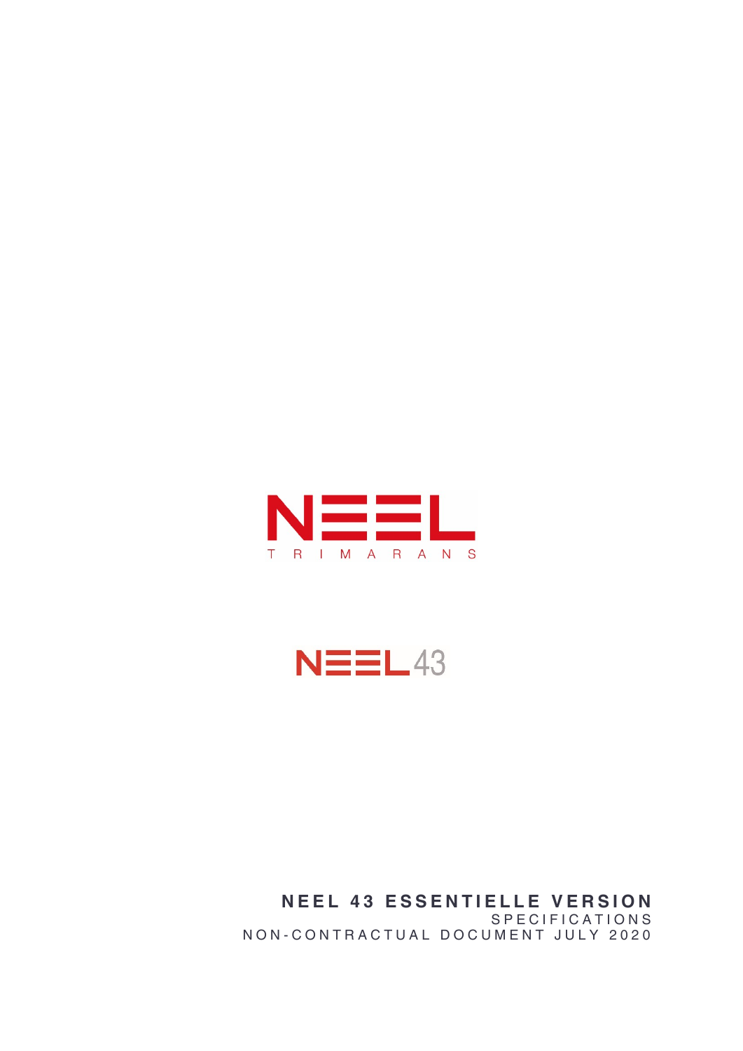NEEL

TRIMARANS

NEEL 43

# NEEL 43 ESSENTIELLE VERSION

SPECIFICATIONS

NON-CONTRACTUAL DOCUMENT JULY 2020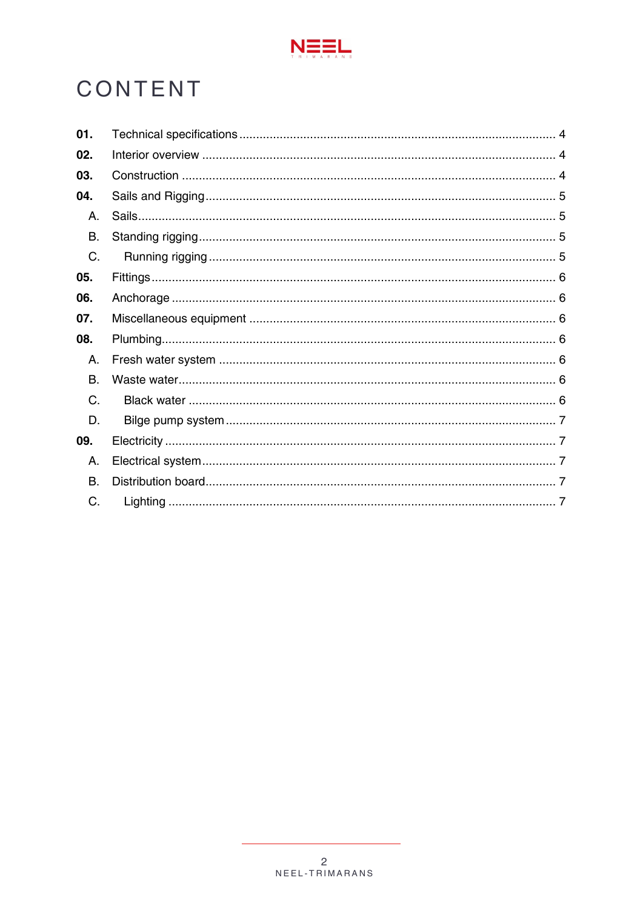# CONTENT

| | | |
|---|---|---|
| **01.** | Technical specifications | 4 |
| **02.** | Interior overview | 4 |
| **03.** | Construction | 4 |
| **04.** | Sails and Rigging | 5 |
| A. | Sails | 5 |
| B. | Standing rigging | 5 |
| C. | Running rigging | 5 |
| **05.** | Fittings | 6 |
| **06.** | Anchorage | 6 |
| **07.** | Miscellaneous equipment | 6 |
| **08.** | Plumbing | 6 |
| A. | Fresh water system | 6 |
| B. | Waste water | 6 |
| C. | Black water | 6 |
| D. | Bilge pump system | 7 |
| **09.** | Electricity | 7 |
| A. | Electrical system | 7 |
| B. | Distribution board | 7 |
| C. | Lighting | 7 |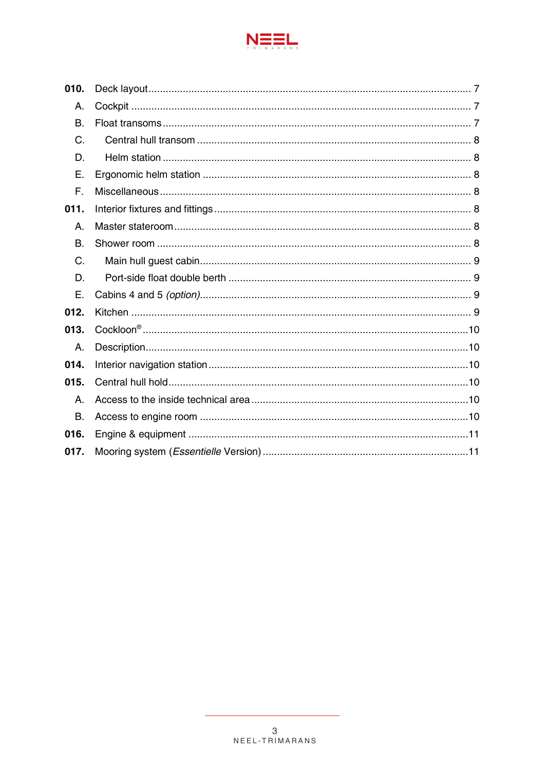**010.** Deck layout ....................................................................................................... 7

A. Cockpit ............................................................................................................ 7

B. Float transoms ................................................................................................. 7

C. Central hull transom ........................................................................................ 8

D. Helm station .................................................................................................... 8

E. Ergonomic helm station ................................................................................... 8

F. Miscellaneous ................................................................................................... 8

**011.** Interior fixtures and fittings ................................................................................ 8

A. Master stateroom ............................................................................................. 8

B. Shower room .................................................................................................... 8

C. Main hull guest cabin ....................................................................................... 9

D. Port-side float double berth ............................................................................. 9

E. Cabins 4 and 5 *(option)* .................................................................................... 9

**012.** Kitchen ............................................................................................................ 9

**013.** Cockloon® ...................................................................................................... 10

A. Description ..................................................................................................... 10

**014.** Interior navigation station ............................................................................... 10

**015.** Central hull hold ............................................................................................. 10

A. Access to the inside technical area ................................................................ 10

B. Access to engine room ................................................................................... 10

**016.** Engine & equipment ....................................................................................... 11

**017.** Mooring system (*Essentielle* Version) ............................................................ 11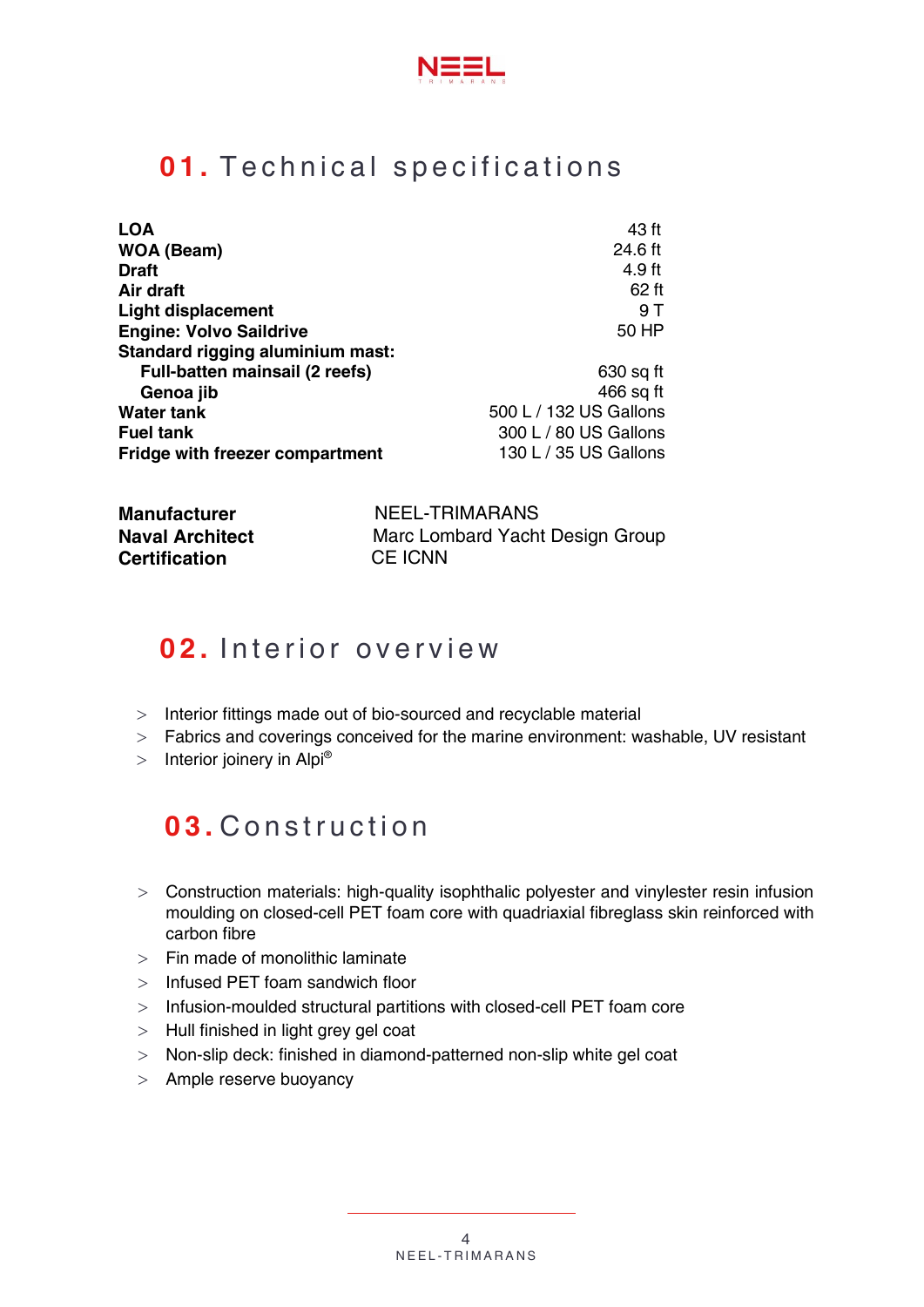## 01. Technical specifications

| | |
|---|---|
| **LOA** | 43 ft |
| **WOA (Beam)** | 24.6 ft |
| **Draft** | 4.9 ft |
| **Air draft** | 62 ft |
| **Light displacement** | 9 T |
| **Engine: Volvo Saildrive** | 50 HP |
| **Standard rigging aluminium mast:** | |
| **Full-batten mainsail (2 reefs)** | 630 sq ft |
| **Genoa jib** | 466 sq ft |
| **Water tank** | 500 L / 132 US Gallons |
| **Fuel tank** | 300 L / 80 US Gallons |
| **Fridge with freezer compartment** | 130 L / 35 US Gallons |

| | |
|---|---|
| **Manufacturer** | NEEL-TRIMARANS |
| **Naval Architect** | Marc Lombard Yacht Design Group |
| **Certification** | CE ICNN |

## 02. Interior overview

- Interior fittings made out of bio-sourced and recyclable material
- Fabrics and coverings conceived for the marine environment: washable, UV resistant
- Interior joinery in Alpi®

## 03. Construction

- Construction materials: high-quality isophthalic polyester and vinylester resin infusion moulding on closed-cell PET foam core with quadriaxial fibreglass skin reinforced with carbon fibre
- Fin made of monolithic laminate
- Infused PET foam sandwich floor
- Infusion-moulded structural partitions with closed-cell PET foam core
- Hull finished in light grey gel coat
- Non-slip deck: finished in diamond-patterned non-slip white gel coat
- Ample reserve buoyancy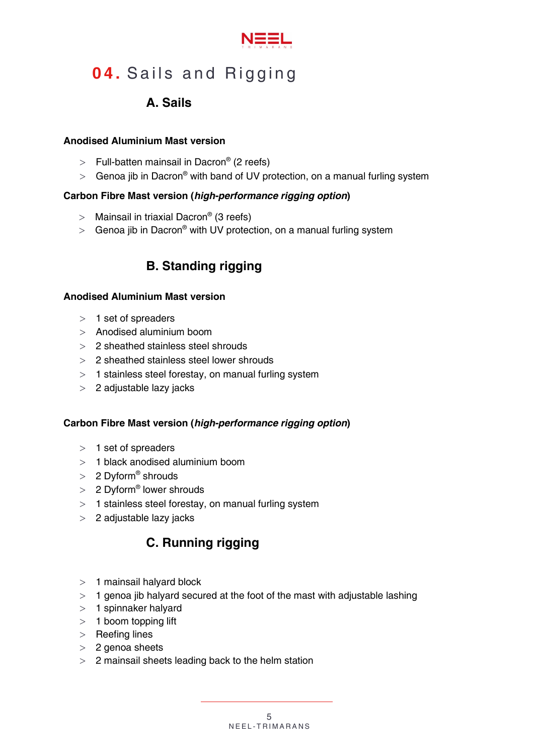# 04. Sails and Rigging

## A. Sails

**Anodised Aluminium Mast version**

- Full-batten mainsail in Dacron® (2 reefs)
- Genoa jib in Dacron® with band of UV protection, on a manual furling system

**Carbon Fibre Mast version (*high-performance rigging option*)**

- Mainsail in triaxial Dacron® (3 reefs)
- Genoa jib in Dacron® with UV protection, on a manual furling system

## B. Standing rigging

**Anodised Aluminium Mast version**

- 1 set of spreaders
- Anodised aluminium boom
- 2 sheathed stainless steel shrouds
- 2 sheathed stainless steel lower shrouds
- 1 stainless steel forestay, on manual furling system
- 2 adjustable lazy jacks

**Carbon Fibre Mast version (*high-performance rigging option*)**

- 1 set of spreaders
- 1 black anodised aluminium boom
- 2 Dyform® shrouds
- 2 Dyform® lower shrouds
- 1 stainless steel forestay, on manual furling system
- 2 adjustable lazy jacks

## C. Running rigging

- 1 mainsail halyard block
- 1 genoa jib halyard secured at the foot of the mast with adjustable lashing
- 1 spinnaker halyard
- 1 boom topping lift
- Reefing lines
- 2 genoa sheets
- 2 mainsail sheets leading back to the helm station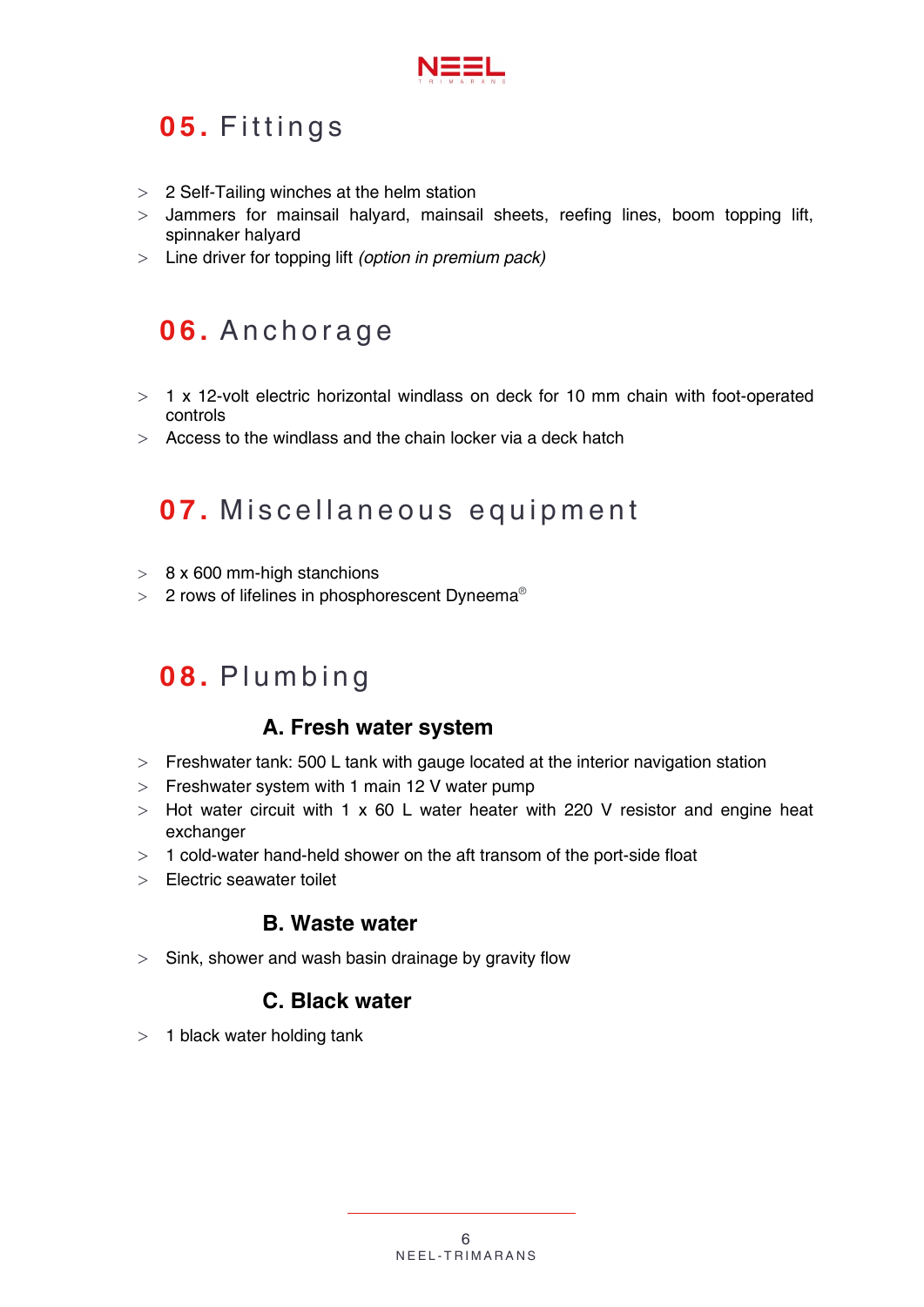## 05. Fittings

- 2 Self-Tailing winches at the helm station
- Jammers for mainsail halyard, mainsail sheets, reefing lines, boom topping lift, spinnaker halyard
- Line driver for topping lift *(option in premium pack)*

## 06. Anchorage

- 1 x 12-volt electric horizontal windlass on deck for 10 mm chain with foot-operated controls
- Access to the windlass and the chain locker via a deck hatch

## 07. Miscellaneous equipment

- 8 x 600 mm-high stanchions
- 2 rows of lifelines in phosphorescent Dyneema®

## 08. Plumbing

### A. Fresh water system

- Freshwater tank: 500 L tank with gauge located at the interior navigation station
- Freshwater system with 1 main 12 V water pump
- Hot water circuit with 1 x 60 L water heater with 220 V resistor and engine heat exchanger
- 1 cold-water hand-held shower on the aft transom of the port-side float
- Electric seawater toilet

### B. Waste water

- Sink, shower and wash basin drainage by gravity flow

### C. Black water

- 1 black water holding tank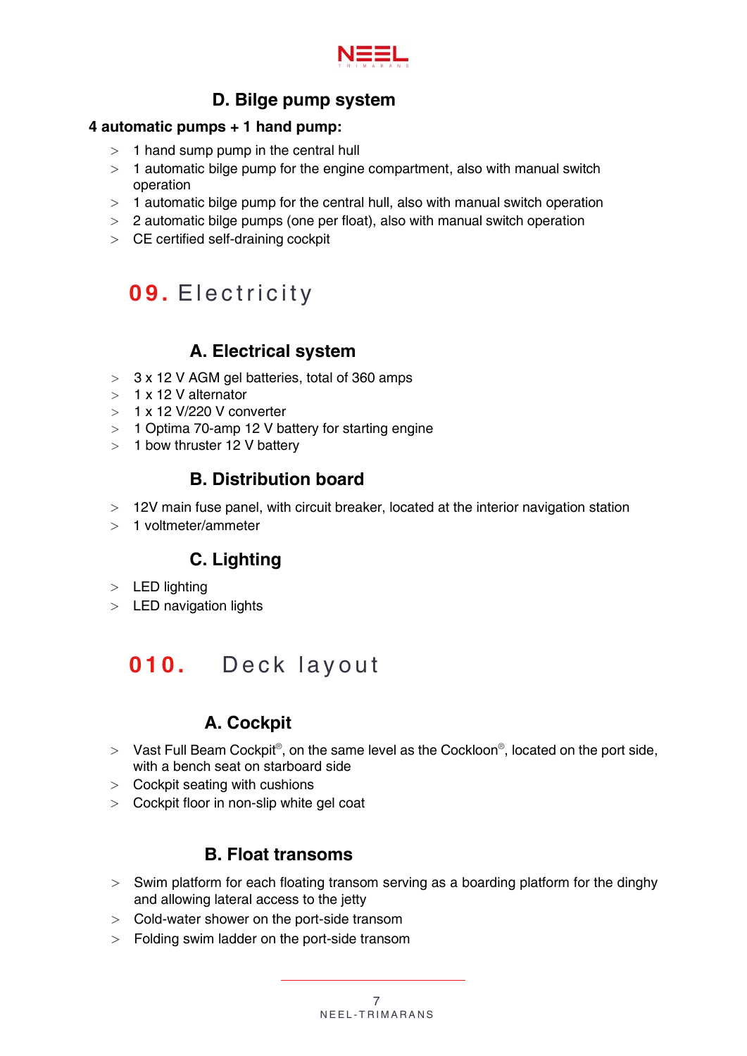### D. Bilge pump system

**4 automatic pumps + 1 hand pump:**

- 1 hand sump pump in the central hull
- 1 automatic bilge pump for the engine compartment, also with manual switch operation
- 1 automatic bilge pump for the central hull, also with manual switch operation
- 2 automatic bilge pumps (one per float), also with manual switch operation
- CE certified self-draining cockpit

## 09. Electricity

### A. Electrical system

- 3 x 12 V AGM gel batteries, total of 360 amps
- 1 x 12 V alternator
- 1 x 12 V/220 V converter
- 1 Optima 70-amp 12 V battery for starting engine
- 1 bow thruster 12 V battery

### B. Distribution board

- 12V main fuse panel, with circuit breaker, located at the interior navigation station
- 1 voltmeter/ammeter

### C. Lighting

- LED lighting
- LED navigation lights

## 010. Deck layout

### A. Cockpit

- Vast Full Beam Cockpit®, on the same level as the Cockloon®, located on the port side, with a bench seat on starboard side
- Cockpit seating with cushions
- Cockpit floor in non-slip white gel coat

### B. Float transoms

- Swim platform for each floating transom serving as a boarding platform for the dinghy and allowing lateral access to the jetty
- Cold-water shower on the port-side transom
- Folding swim ladder on the port-side transom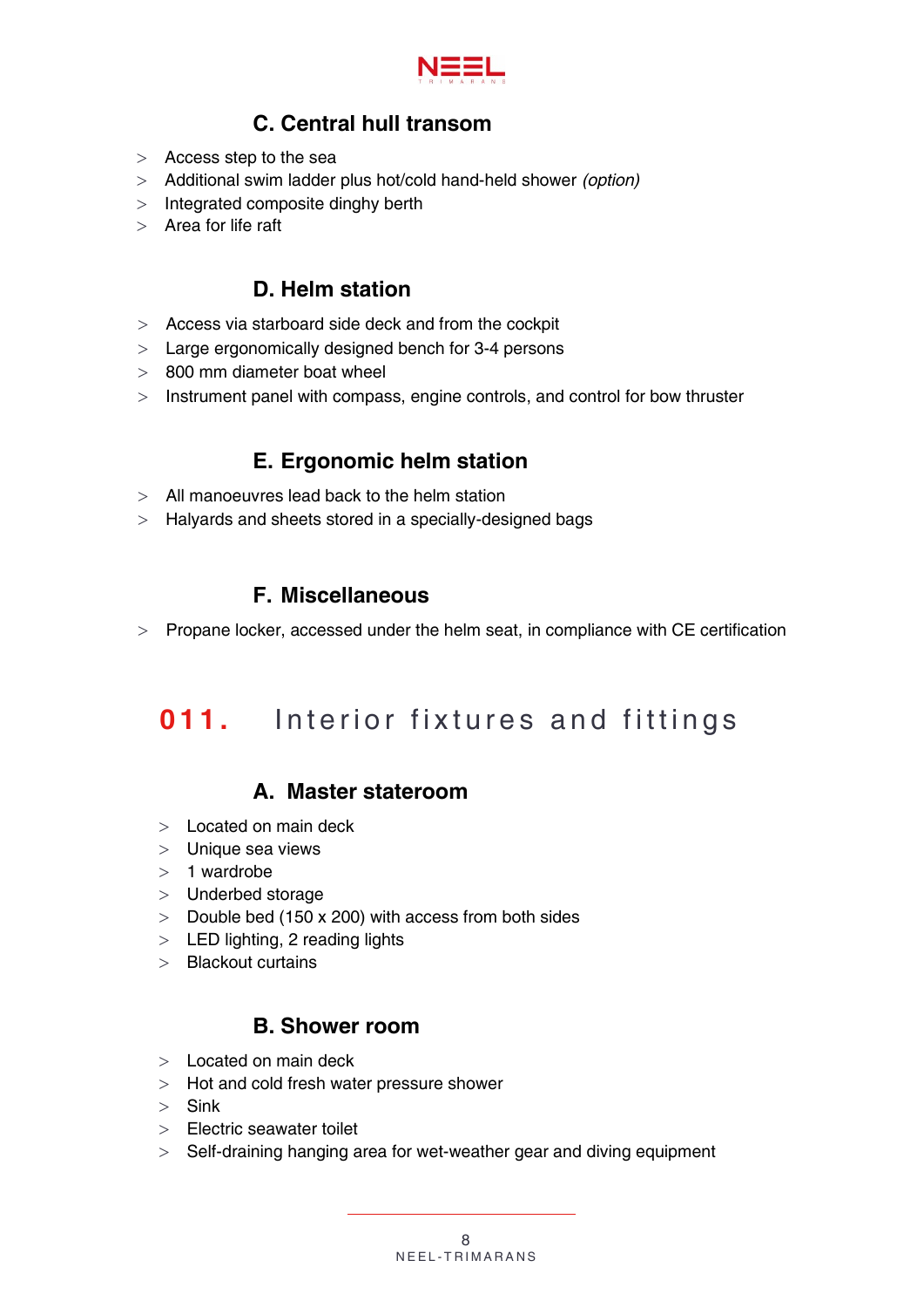### C. Central hull transom

- Access step to the sea
- Additional swim ladder plus hot/cold hand-held shower *(option)*
- Integrated composite dinghy berth
- Area for life raft

### D. Helm station

- Access via starboard side deck and from the cockpit
- Large ergonomically designed bench for 3-4 persons
- 800 mm diameter boat wheel
- Instrument panel with compass, engine controls, and control for bow thruster

### E. Ergonomic helm station

- All manoeuvres lead back to the helm station
- Halyards and sheets stored in a specially-designed bags

### F. Miscellaneous

- Propane locker, accessed under the helm seat, in compliance with CE certification

## 011. Interior fixtures and fittings

### A. Master stateroom

- Located on main deck
- Unique sea views
- 1 wardrobe
- Underbed storage
- Double bed (150 x 200) with access from both sides
- LED lighting, 2 reading lights
- Blackout curtains

### B. Shower room

- Located on main deck
- Hot and cold fresh water pressure shower
- Sink
- Electric seawater toilet
- Self-draining hanging area for wet-weather gear and diving equipment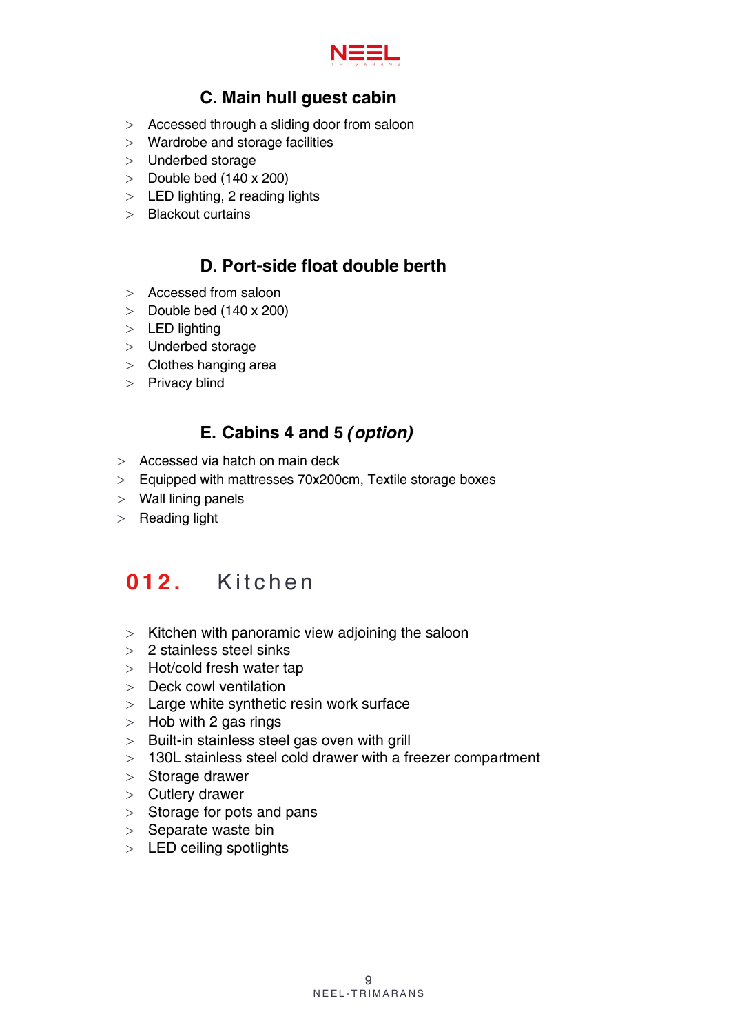### C. Main hull guest cabin

- Accessed through a sliding door from saloon
- Wardrobe and storage facilities
- Underbed storage
- Double bed (140 x 200)
- LED lighting, 2 reading lights
- Blackout curtains

### D. Port-side float double berth

- Accessed from saloon
- Double bed (140 x 200)
- LED lighting
- Underbed storage
- Clothes hanging area
- Privacy blind

### E. Cabins 4 and 5 *(option)*

- Accessed via hatch on main deck
- Equipped with mattresses 70x200cm, Textile storage boxes
- Wall lining panels
- Reading light

## 012. Kitchen

- Kitchen with panoramic view adjoining the saloon
- 2 stainless steel sinks
- Hot/cold fresh water tap
- Deck cowl ventilation
- Large white synthetic resin work surface
- Hob with 2 gas rings
- Built-in stainless steel gas oven with grill
- 130L stainless steel cold drawer with a freezer compartment
- Storage drawer
- Cutlery drawer
- Storage for pots and pans
- Separate waste bin
- LED ceiling spotlights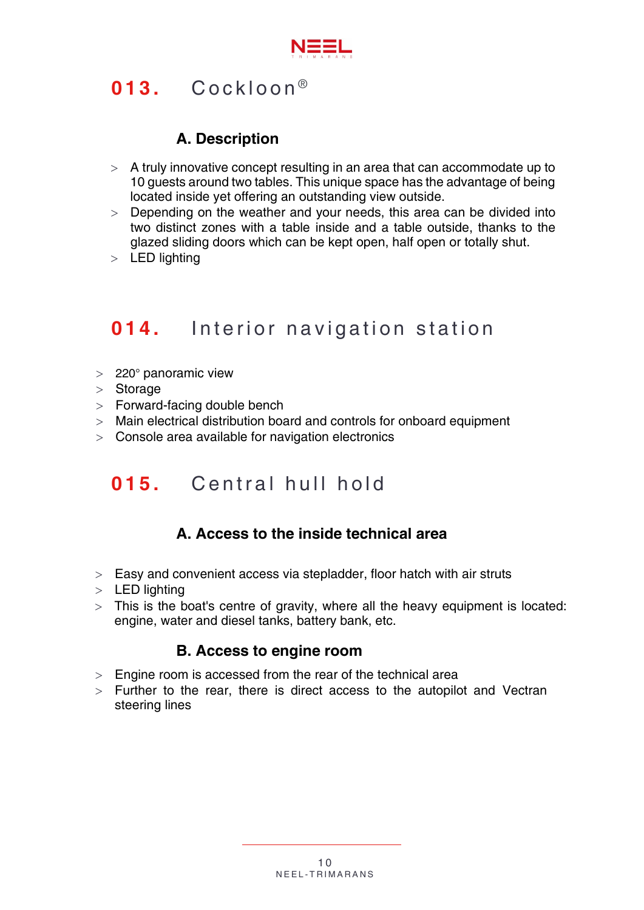## 013. Cockloon®

### A. Description

- A truly innovative concept resulting in an area that can accommodate up to 10 guests around two tables. This unique space has the advantage of being located inside yet offering an outstanding view outside.
- Depending on the weather and your needs, this area can be divided into two distinct zones with a table inside and a table outside, thanks to the glazed sliding doors which can be kept open, half open or totally shut.
- LED lighting

## 014. Interior navigation station

- 220° panoramic view
- Storage
- Forward-facing double bench
- Main electrical distribution board and controls for onboard equipment
- Console area available for navigation electronics

## 015. Central hull hold

### A. Access to the inside technical area

- Easy and convenient access via stepladder, floor hatch with air struts
- LED lighting
- This is the boat's centre of gravity, where all the heavy equipment is located: engine, water and diesel tanks, battery bank, etc.

### B. Access to engine room

- Engine room is accessed from the rear of the technical area
- Further to the rear, there is direct access to the autopilot and Vectran steering lines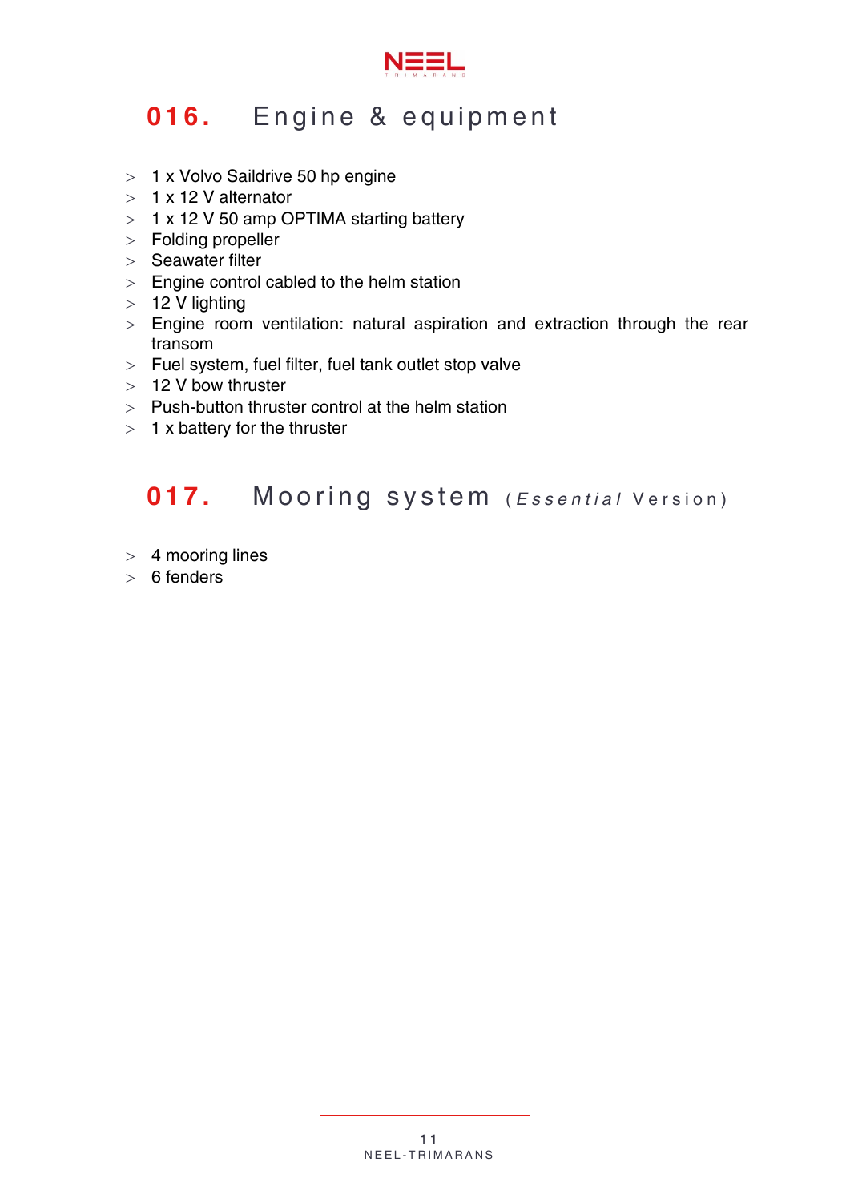## 016. Engine & equipment

- 1 x Volvo Saildrive 50 hp engine
- 1 x 12 V alternator
- 1 x 12 V 50 amp OPTIMA starting battery
- Folding propeller
- Seawater filter
- Engine control cabled to the helm station
- 12 V lighting
- Engine room ventilation: natural aspiration and extraction through the rear transom
- Fuel system, fuel filter, fuel tank outlet stop valve
- 12 V bow thruster
- Push-button thruster control at the helm station
- 1 x battery for the thruster

## 017. Mooring system (*Essential* Version)

- 4 mooring lines
- 6 fenders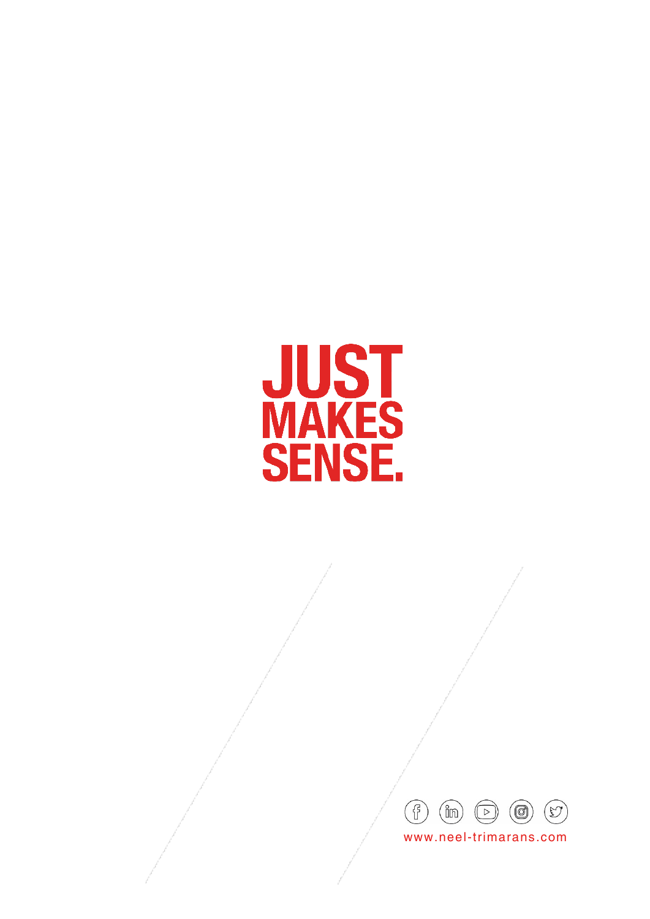# JUST MAKES SENSE.

www.neel-trimarans.com